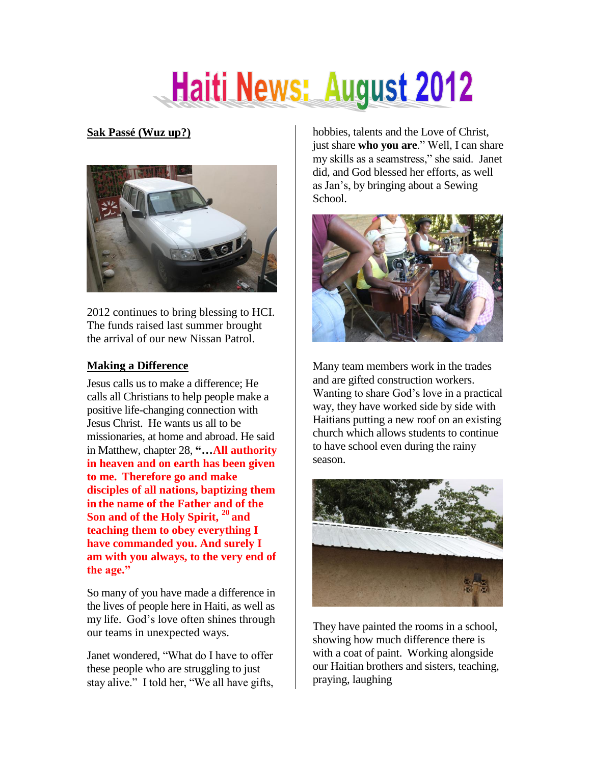# Haiti News: August 2012

## Sak Passé (Wuz up?)

2012 continues to bring blessing to HCI. The funds raised last summer brought the arrival of our new Nissan Patrol.

## Making a Difference

Jesus calls us to make a difference; He calls all Christians to help people make a positive life-changing connection with Jesus Christ. He wants us all to be missionaries, at home and abroad. He said in Matthew, chapter 28, **"…All authority in heaven and on earth has been given to me. Therefore go and make disciples of all nations, baptizing them in the name of the Father and of the Son and of the Holy Spirit, [20] and teaching them to obey everything I have commanded you. And surely I am with you always, to the very end of the age."**

So many of you have made a difference in the lives of people here in Haiti, as well as my life. God's love often shines through our teams in unexpected ways.

Janet wondered, "What do I have to offer these people who are struggling to just stay alive." I told her, "We all have gifts, hobbies, talents and the Love of Christ, just share **who you are**." Well, I can share my skills as a seamstress," she said. Janet did, and God blessed her efforts, as well as Jan's, by bringing about a Sewing School.

Many team members work in the trades and are gifted construction workers. Wanting to share God's love in a practical way, they have worked side by side with Haitians putting a new roof on an existing church which allows students to continue to have school even during the rainy season.

They have painted the rooms in a school, showing how much difference there is with a coat of paint. Working alongside our Haitian brothers and sisters, teaching, praying, laughing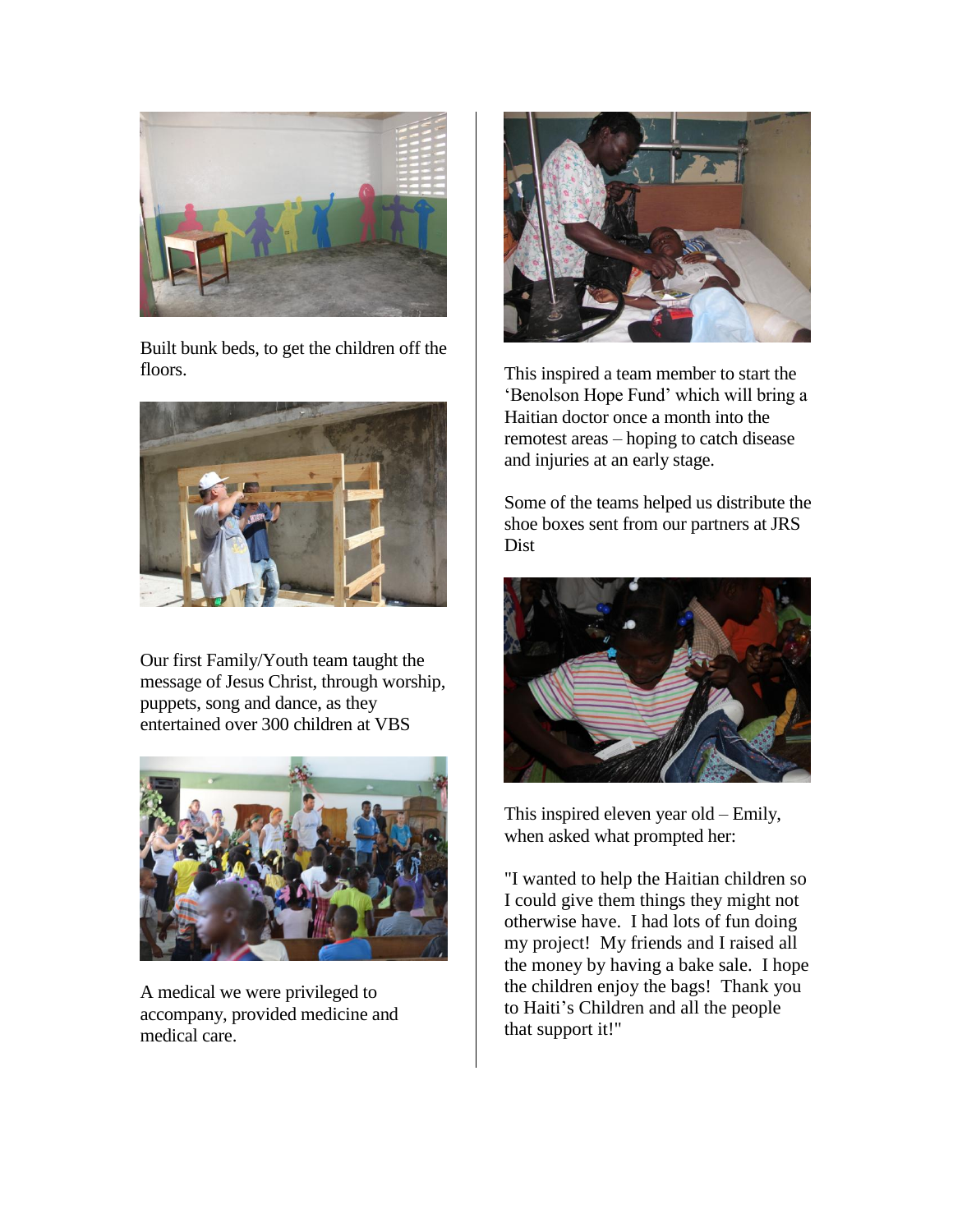Built bunk beds, to get the children off the floors.

Our first Family/Youth team taught the message of Jesus Christ, through worship, puppets, song and dance, as they entertained over 300 children at VBS

A medical we were privileged to accompany, provided medicine and medical care.

This inspired a team member to start the 'Benolson Hope Fund' which will bring a Haitian doctor once a month into the remotest areas – hoping to catch disease and injuries at an early stage.

Some of the teams helped us distribute the shoe boxes sent from our partners at JRS Dist

This inspired eleven year old – Emily, when asked what prompted her:

"I wanted to help the Haitian children so I could give them things they might not otherwise have. I had lots of fun doing my project! My friends and I raised all the money by having a bake sale. I hope the children enjoy the bags! Thank you to Haiti's Children and all the people that support it!"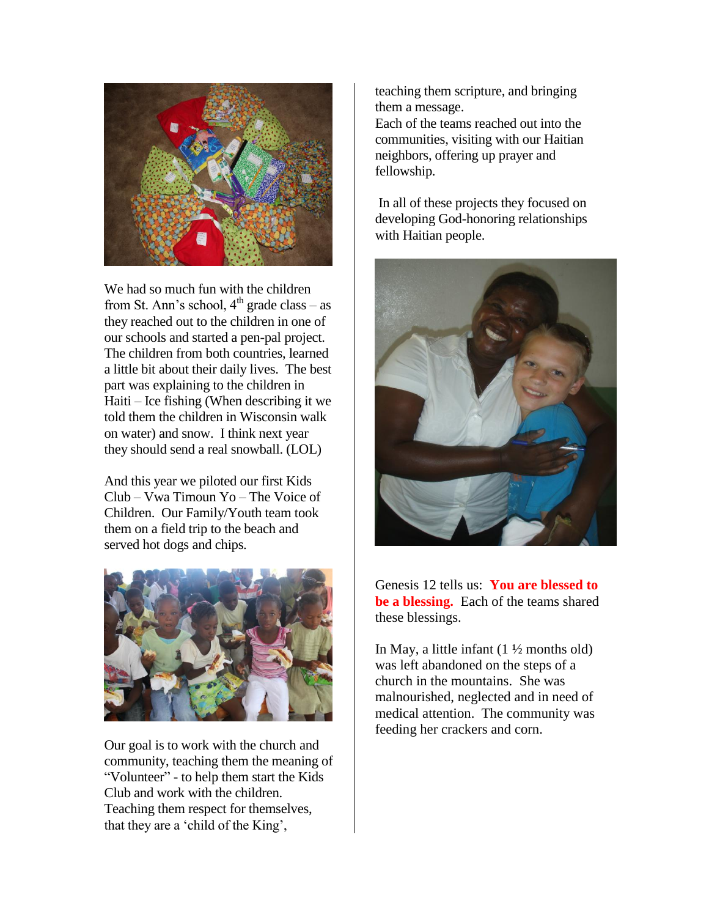We had so much fun with the children from St. Ann's school, 4th grade class – as they reached out to the children in one of our schools and started a pen-pal project. The children from both countries, learned a little bit about their daily lives. The best part was explaining to the children in Haiti – Ice fishing (When describing it we told them the children in Wisconsin walk on water) and snow. I think next year they should send a real snowball. (LOL)

And this year we piloted our first Kids Club – Vwa Timoun Yo – The Voice of Children. Our Family/Youth team took them on a field trip to the beach and served hot dogs and chips.

Our goal is to work with the church and community, teaching them the meaning of "Volunteer" - to help them start the Kids Club and work with the children. Teaching them respect for themselves, that they are a 'child of the King', teaching them scripture, and bringing them a message.

Each of the teams reached out into the communities, visiting with our Haitian neighbors, offering up prayer and fellowship.

In all of these projects they focused on developing God-honoring relationships with Haitian people.

Genesis 12 tells us: **You are blessed to be a blessing.** Each of the teams shared these blessings.

In May, a little infant (1 ½ months old) was left abandoned on the steps of a church in the mountains. She was malnourished, neglected and in need of medical attention. The community was feeding her crackers and corn.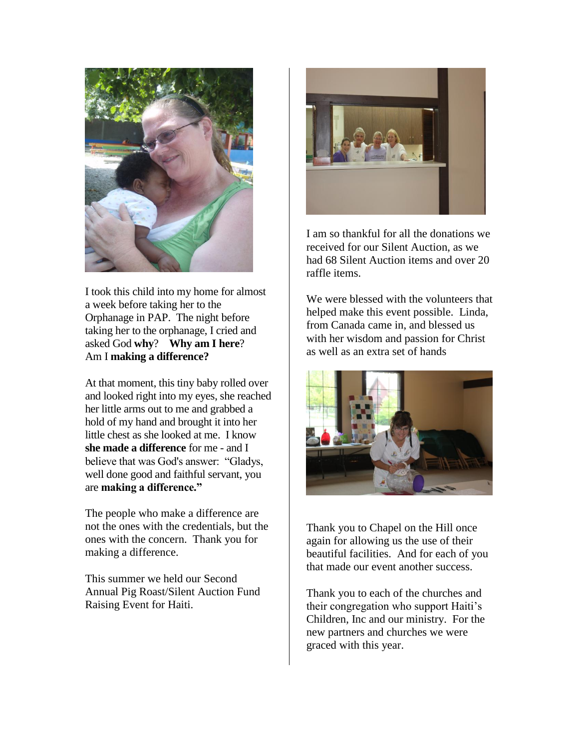I took this child into my home for almost a week before taking her to the Orphanage in PAP. The night before taking her to the orphanage, I cried and asked God **why**? **Why am I here**? Am I **making a difference?**

At that moment, this tiny baby rolled over and looked right into my eyes, she reached her little arms out to me and grabbed a hold of my hand and brought it into her little chest as she looked at me. I know **she made a difference** for me - and I believe that was God's answer: "Gladys, well done good and faithful servant, you are **making a difference."**

The people who make a difference are not the ones with the credentials, but the ones with the concern. Thank you for making a difference.

This summer we held our Second Annual Pig Roast/Silent Auction Fund Raising Event for Haiti.

I am so thankful for all the donations we received for our Silent Auction, as we had 68 Silent Auction items and over 20 raffle items.

We were blessed with the volunteers that helped make this event possible. Linda, from Canada came in, and blessed us with her wisdom and passion for Christ as well as an extra set of hands

Thank you to Chapel on the Hill once again for allowing us the use of their beautiful facilities. And for each of you that made our event another success.

Thank you to each of the churches and their congregation who support Haiti's Children, Inc and our ministry. For the new partners and churches we were graced with this year.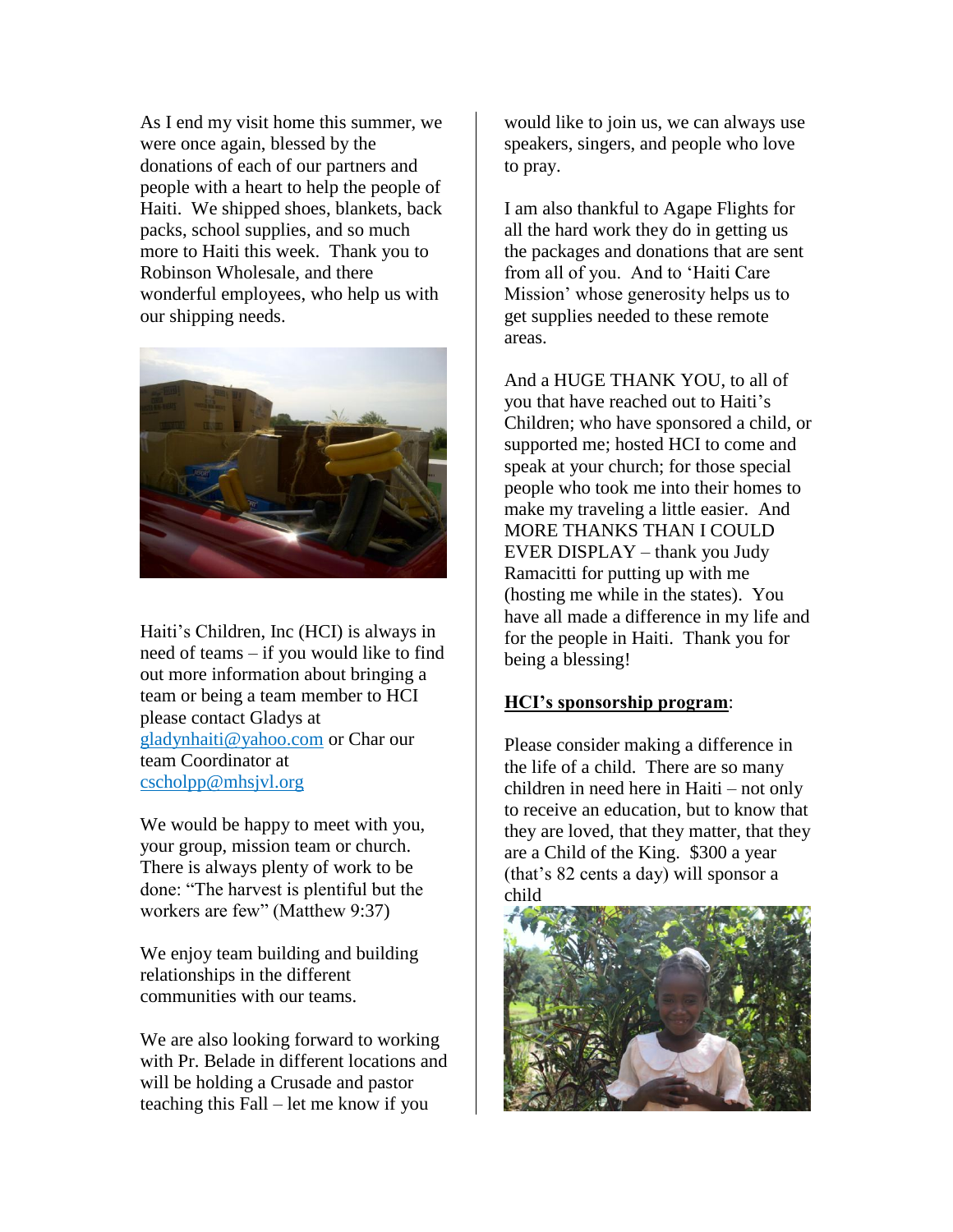As I end my visit home this summer, we were once again, blessed by the donations of each of our partners and people with a heart to help the people of Haiti. We shipped shoes, blankets, back packs, school supplies, and so much more to Haiti this week. Thank you to Robinson Wholesale, and there wonderful employees, who help us with our shipping needs.

Haiti's Children, Inc (HCI) is always in need of teams – if you would like to find out more information about bringing a team or being a team member to HCI please contact Gladys at gladynhaiti@yahoo.com or Char our team Coordinator at cscholpp@mhsjvl.org

We would be happy to meet with you, your group, mission team or church. There is always plenty of work to be done: "The harvest is plentiful but the workers are few" (Matthew 9:37)

We enjoy team building and building relationships in the different communities with our teams.

We are also looking forward to working with Pr. Belade in different locations and will be holding a Crusade and pastor teaching this Fall – let me know if you would like to join us, we can always use speakers, singers, and people who love to pray.

I am also thankful to Agape Flights for all the hard work they do in getting us the packages and donations that are sent from all of you. And to 'Haiti Care Mission' whose generosity helps us to get supplies needed to these remote areas.

And a HUGE THANK YOU, to all of you that have reached out to Haiti's Children; who have sponsored a child, or supported me; hosted HCI to come and speak at your church; for those special people who took me into their homes to make my traveling a little easier. And MORE THANKS THAN I COULD EVER DISPLAY – thank you Judy Ramacitti for putting up with me (hosting me while in the states). You have all made a difference in my life and for the people in Haiti. Thank you for being a blessing!

**HCI's sponsorship program**:

Please consider making a difference in the life of a child. There are so many children in need here in Haiti – not only to receive an education, but to know that they are loved, that they matter, that they are a Child of the King. $300 a year (that's 82 cents a day) will sponsor a child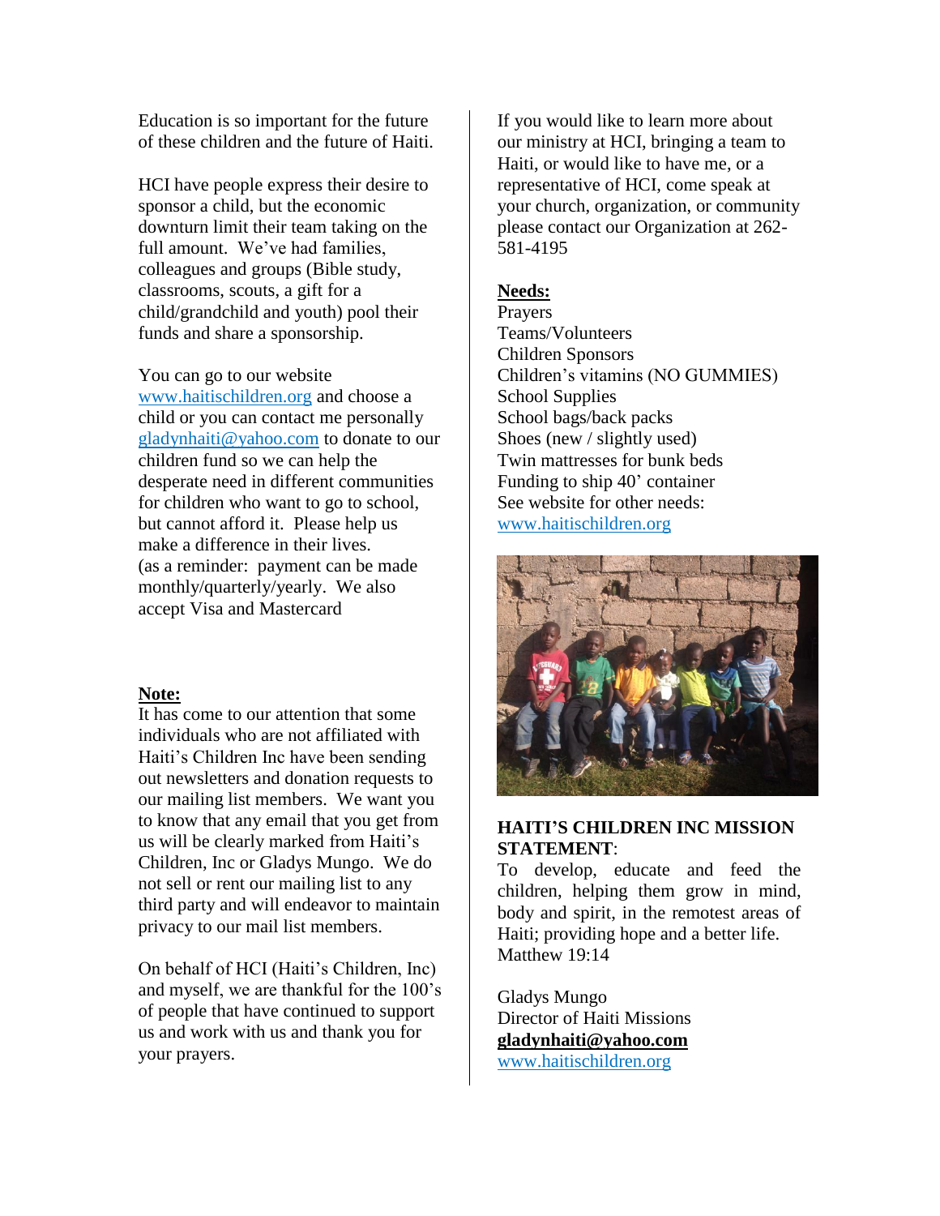Education is so important for the future of these children and the future of Haiti.

HCI have people express their desire to sponsor a child, but the economic downturn limit their team taking on the full amount. We've had families, colleagues and groups (Bible study, classrooms, scouts, a gift for a child/grandchild and youth) pool their funds and share a sponsorship.

You can go to our website www.haitischildren.org and choose a child or you can contact me personally gladynhaiti@yahoo.com to donate to our children fund so we can help the desperate need in different communities for children who want to go to school, but cannot afford it. Please help us make a difference in their lives.
(as a reminder: payment can be made monthly/quarterly/yearly. We also accept Visa and Mastercard

**Note:**
It has come to our attention that some individuals who are not affiliated with Haiti's Children Inc have been sending out newsletters and donation requests to our mailing list members. We want you to know that any email that you get from us will be clearly marked from Haiti's Children, Inc or Gladys Mungo. We do not sell or rent our mailing list to any third party and will endeavor to maintain privacy to our mail list members.

On behalf of HCI (Haiti's Children, Inc) and myself, we are thankful for the 100's of people that have continued to support us and work with us and thank you for your prayers.

If you would like to learn more about our ministry at HCI, bringing a team to Haiti, or would like to have me, or a representative of HCI, come speak at your church, organization, or community please contact our Organization at 262-581-4195

**Needs:**
Prayers
Teams/Volunteers
Children Sponsors
Children's vitamins (NO GUMMIES)
School Supplies
School bags/back packs
Shoes (new / slightly used)
Twin mattresses for bunk beds
Funding to ship 40' container
See website for other needs:
www.haitischildren.org

**HAITI'S CHILDREN INC MISSION STATEMENT**:
To develop, educate and feed the children, helping them grow in mind, body and spirit, in the remotest areas of Haiti; providing hope and a better life.
Matthew 19:14

Gladys Mungo
Director of Haiti Missions
**gladynhaiti@yahoo.com**
www.haitischildren.org